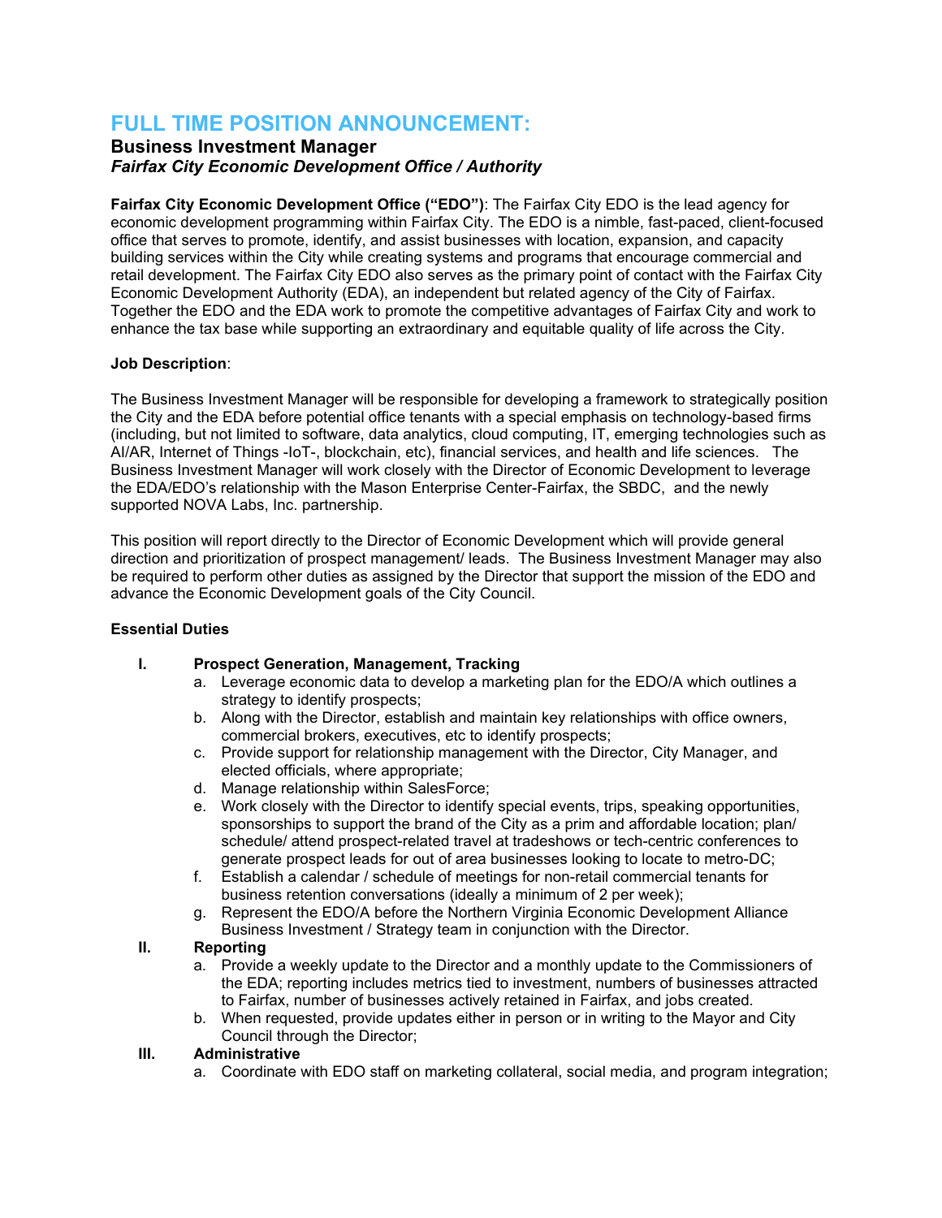# FULL TIME POSITION ANNOUNCEMENT:

## Business Investment Manager

### *Fairfax City Economic Development Office / Authority*

**Fairfax City Economic Development Office ("EDO")**: The Fairfax City EDO is the lead agency for economic development programming within Fairfax City. The EDO is a nimble, fast-paced, client-focused office that serves to promote, identify, and assist businesses with location, expansion, and capacity building services within the City while creating systems and programs that encourage commercial and retail development. The Fairfax City EDO also serves as the primary point of contact with the Fairfax City Economic Development Authority (EDA), an independent but related agency of the City of Fairfax. Together the EDO and the EDA work to promote the competitive advantages of Fairfax City and work to enhance the tax base while supporting an extraordinary and equitable quality of life across the City.

**Job Description**:

The Business Investment Manager will be responsible for developing a framework to strategically position the City and the EDA before potential office tenants with a special emphasis on technology-based firms (including, but not limited to software, data analytics, cloud computing, IT, emerging technologies such as AI/AR, Internet of Things -IoT-, blockchain, etc), financial services, and health and life sciences. The Business Investment Manager will work closely with the Director of Economic Development to leverage the EDA/EDO's relationship with the Mason Enterprise Center-Fairfax, the SBDC, and the newly supported NOVA Labs, Inc. partnership.

This position will report directly to the Director of Economic Development which will provide general direction and prioritization of prospect management/ leads. The Business Investment Manager may also be required to perform other duties as assigned by the Director that support the mission of the EDO and advance the Economic Development goals of the City Council.

**Essential Duties**

I. **Prospect Generation, Management, Tracking**
   a. Leverage economic data to develop a marketing plan for the EDO/A which outlines a strategy to identify prospects;
   b. Along with the Director, establish and maintain key relationships with office owners, commercial brokers, executives, etc to identify prospects;
   c. Provide support for relationship management with the Director, City Manager, and elected officials, where appropriate;
   d. Manage relationship within SalesForce;
   e. Work closely with the Director to identify special events, trips, speaking opportunities, sponsorships to support the brand of the City as a prim and affordable location; plan/ schedule/ attend prospect-related travel at tradeshows or tech-centric conferences to generate prospect leads for out of area businesses looking to locate to metro-DC;
   f. Establish a calendar / schedule of meetings for non-retail commercial tenants for business retention conversations (ideally a minimum of 2 per week);
   g. Represent the EDO/A before the Northern Virginia Economic Development Alliance Business Investment / Strategy team in conjunction with the Director.

II. **Reporting**
   a. Provide a weekly update to the Director and a monthly update to the Commissioners of the EDA; reporting includes metrics tied to investment, numbers of businesses attracted to Fairfax, number of businesses actively retained in Fairfax, and jobs created.
   b. When requested, provide updates either in person or in writing to the Mayor and City Council through the Director;

III. **Administrative**
   a. Coordinate with EDO staff on marketing collateral, social media, and program integration;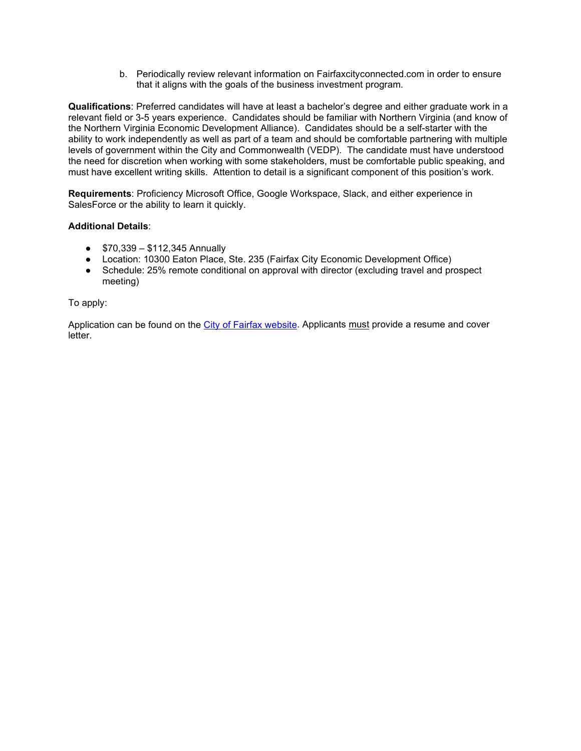b. Periodically review relevant information on Fairfaxcityconnected.com in order to ensure that it aligns with the goals of the business investment program.

**Qualifications**: Preferred candidates will have at least a bachelor's degree and either graduate work in a relevant field or 3-5 years experience. Candidates should be familiar with Northern Virginia (and know of the Northern Virginia Economic Development Alliance). Candidates should be a self-starter with the ability to work independently as well as part of a team and should be comfortable partnering with multiple levels of government within the City and Commonwealth (VEDP). The candidate must have understood the need for discretion when working with some stakeholders, must be comfortable public speaking, and must have excellent writing skills. Attention to detail is a significant component of this position's work.

**Requirements**: Proficiency Microsoft Office, Google Workspace, Slack, and either experience in SalesForce or the ability to learn it quickly.

**Additional Details**:

- $70,339 – $112,345 Annually
- Location: 10300 Eaton Place, Ste. 235 (Fairfax City Economic Development Office)
- Schedule: 25% remote conditional on approval with director (excluding travel and prospect meeting)

To apply:

Application can be found on the City of Fairfax website. Applicants <u>must</u> provide a resume and cover letter.